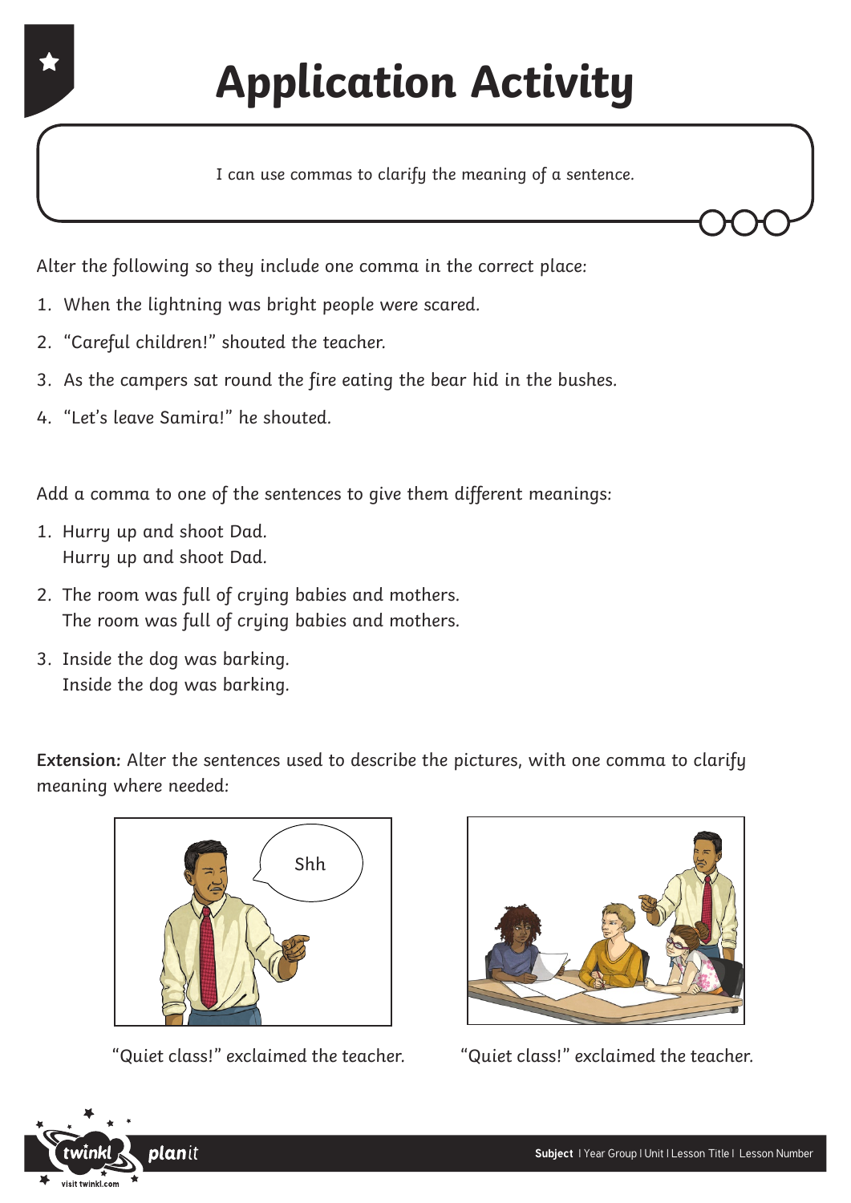# Application Activity

I can use commas to clarify the meaning of a sentence.

Alter the following so they include one comma in the correct place:

1. When the lightning was bright people were scared.
2. “Careful children!” shouted the teacher.
3. As the campers sat round the fire eating the bear hid in the bushes.
4. “Let’s leave Samira!” he shouted.

Add a comma to one of the sentences to give them different meanings:

1. Hurry up and shoot Dad.
   Hurry up and shoot Dad.
2. The room was full of crying babies and mothers.
   The room was full of crying babies and mothers.
3. Inside the dog was barking.
   Inside the dog was barking.

**Extension:** Alter the sentences used to describe the pictures, with one comma to clarify meaning where needed:

“Quiet class!” exclaimed the teacher.

“Quiet class!” exclaimed the teacher.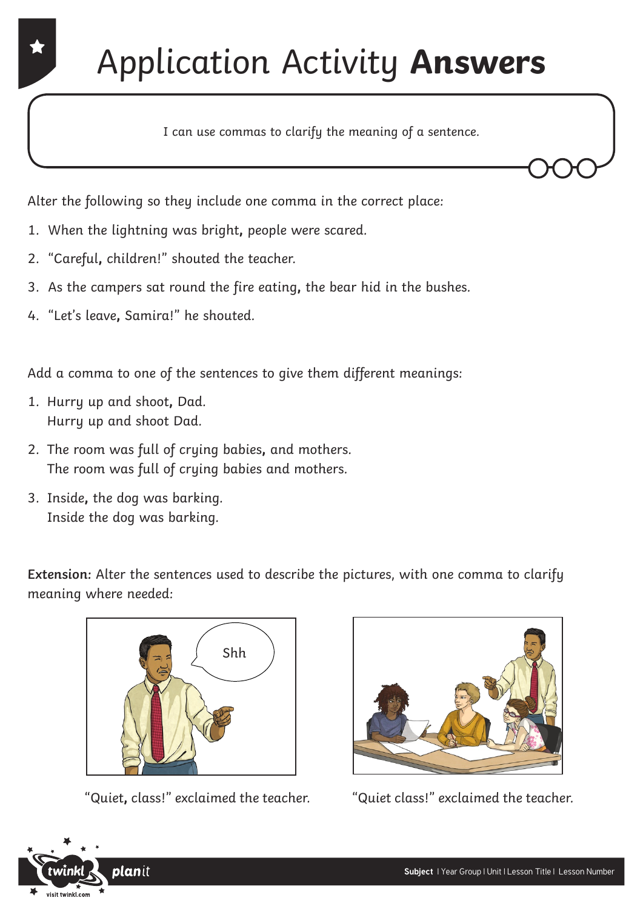# Application Activity **Answers**

I can use commas to clarify the meaning of a sentence.

Alter the following so they include one comma in the correct place:

1. When the lightning was bright**,** people were scared.
2. "Careful**,** children!" shouted the teacher.
3. As the campers sat round the fire eating**,** the bear hid in the bushes.
4. "Let's leave**,** Samira!" he shouted.

Add a comma to one of the sentences to give them different meanings:

1. Hurry up and shoot**,** Dad.
   Hurry up and shoot Dad.
2. The room was full of crying babies**,** and mothers.
   The room was full of crying babies and mothers.
3. Inside**,** the dog was barking.
   Inside the dog was barking.

**Extension:** Alter the sentences used to describe the pictures, with one comma to clarify meaning where needed:

"Quiet**,** class!" exclaimed the teacher.

"Quiet class!" exclaimed the teacher.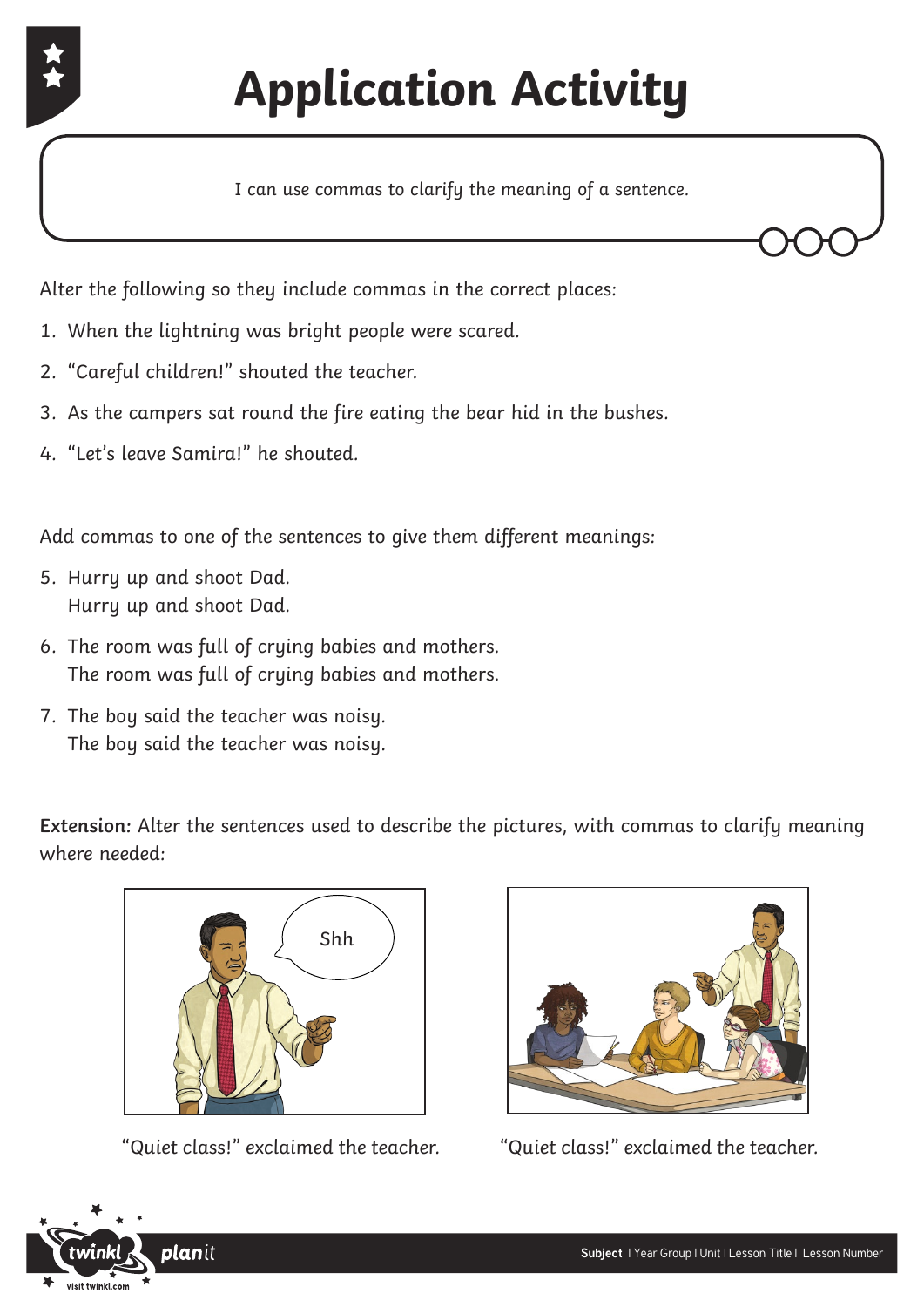# Application Activity

I can use commas to clarify the meaning of a sentence.

Alter the following so they include commas in the correct places:

1. When the lightning was bright people were scared.
2. "Careful children!" shouted the teacher.
3. As the campers sat round the fire eating the bear hid in the bushes.
4. "Let's leave Samira!" he shouted.

Add commas to one of the sentences to give them different meanings:

5. Hurry up and shoot Dad.
   Hurry up and shoot Dad.
6. The room was full of crying babies and mothers.
   The room was full of crying babies and mothers.
7. The boy said the teacher was noisy.
   The boy said the teacher was noisy.

**Extension:** Alter the sentences used to describe the pictures, with commas to clarify meaning where needed:

"Quiet class!" exclaimed the teacher.

"Quiet class!" exclaimed the teacher.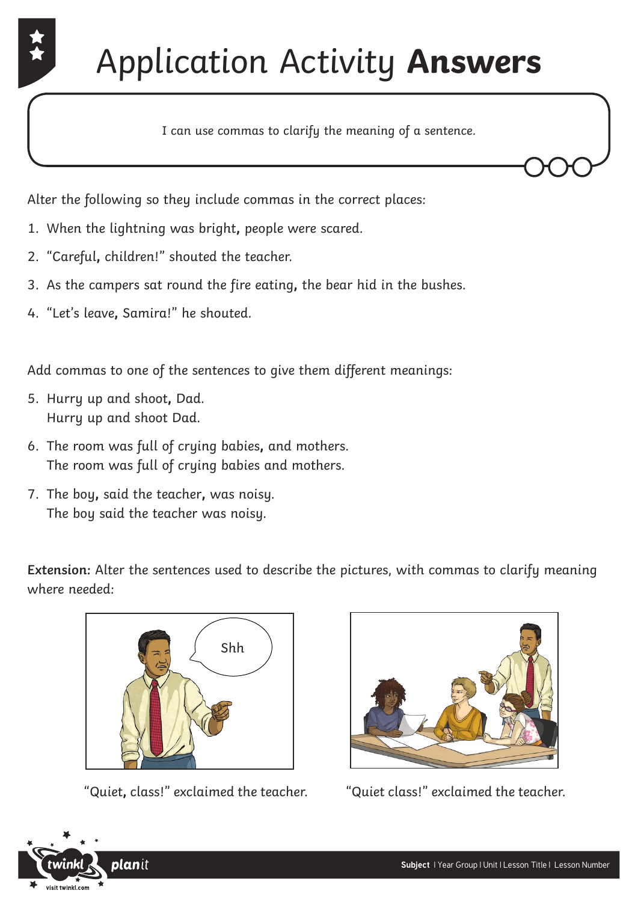# Application Activity **Answers**

I can use commas to clarify the meaning of a sentence.

Alter the following so they include commas in the correct places:

1. When the lightning was bright**,** people were scared.
2. "Careful**,** children!" shouted the teacher.
3. As the campers sat round the fire eating**,** the bear hid in the bushes.
4. "Let's leave**,** Samira!" he shouted.

Add commas to one of the sentences to give them different meanings:

5. Hurry up and shoot**,** Dad.
   Hurry up and shoot Dad.
6. The room was full of crying babies**,** and mothers.
   The room was full of crying babies and mothers.
7. The boy**,** said the teacher**,** was noisy.
   The boy said the teacher was noisy.

**Extension:** Alter the sentences used to describe the pictures, with commas to clarify meaning where needed:

"Quiet**,** class!" exclaimed the teacher.

"Quiet class!" exclaimed the teacher.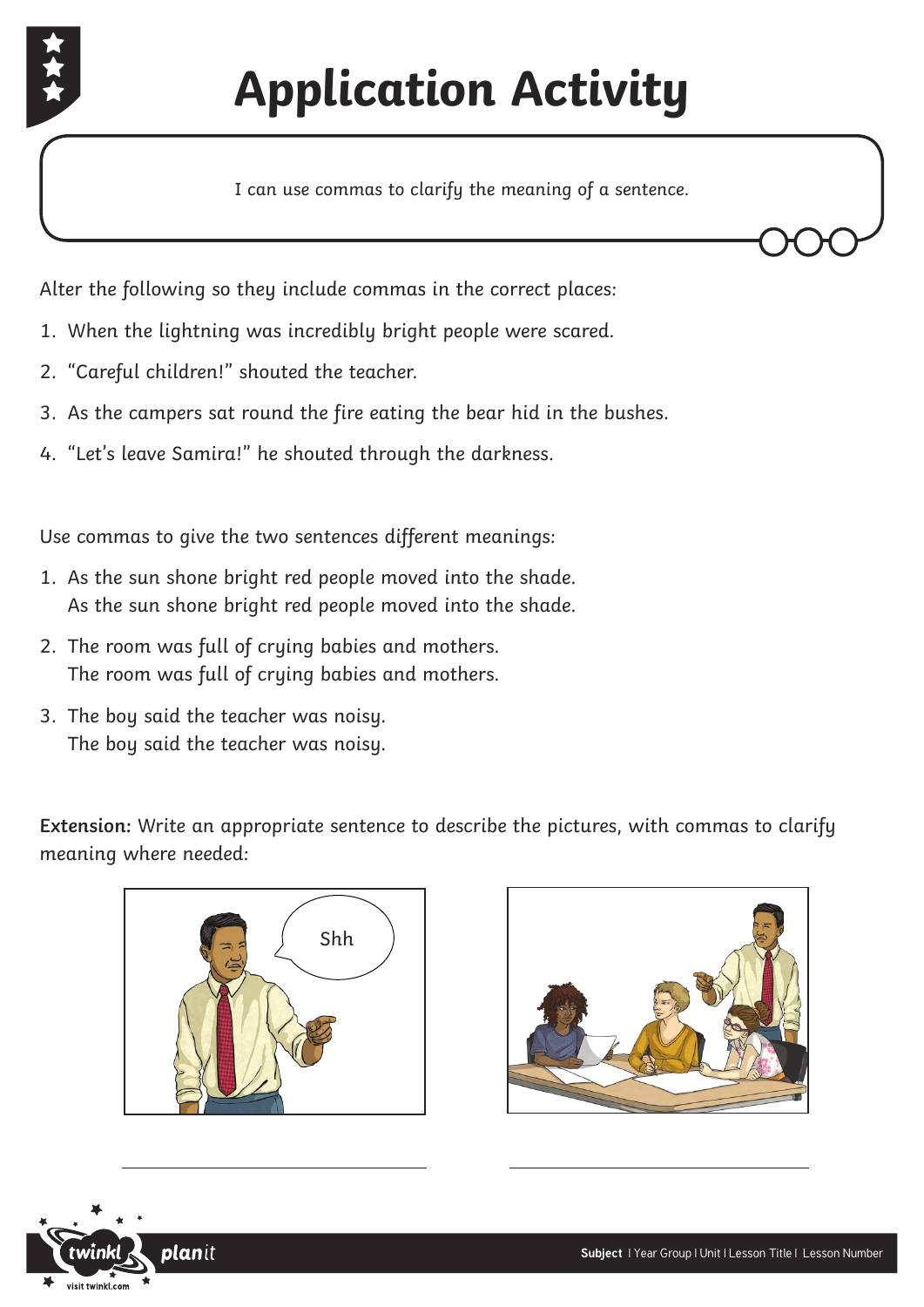# Application Activity

I can use commas to clarify the meaning of a sentence.

Alter the following so they include commas in the correct places:

1. When the lightning was incredibly bright people were scared.
2. "Careful children!" shouted the teacher.
3. As the campers sat round the fire eating the bear hid in the bushes.
4. "Let's leave Samira!" he shouted through the darkness.

Use commas to give the two sentences different meanings:

1. As the sun shone bright red people moved into the shade.
   As the sun shone bright red people moved into the shade.
2. The room was full of crying babies and mothers.
   The room was full of crying babies and mothers.
3. The boy said the teacher was noisy.
   The boy said the teacher was noisy.

**Extension:** Write an appropriate sentence to describe the pictures, with commas to clarify meaning where needed: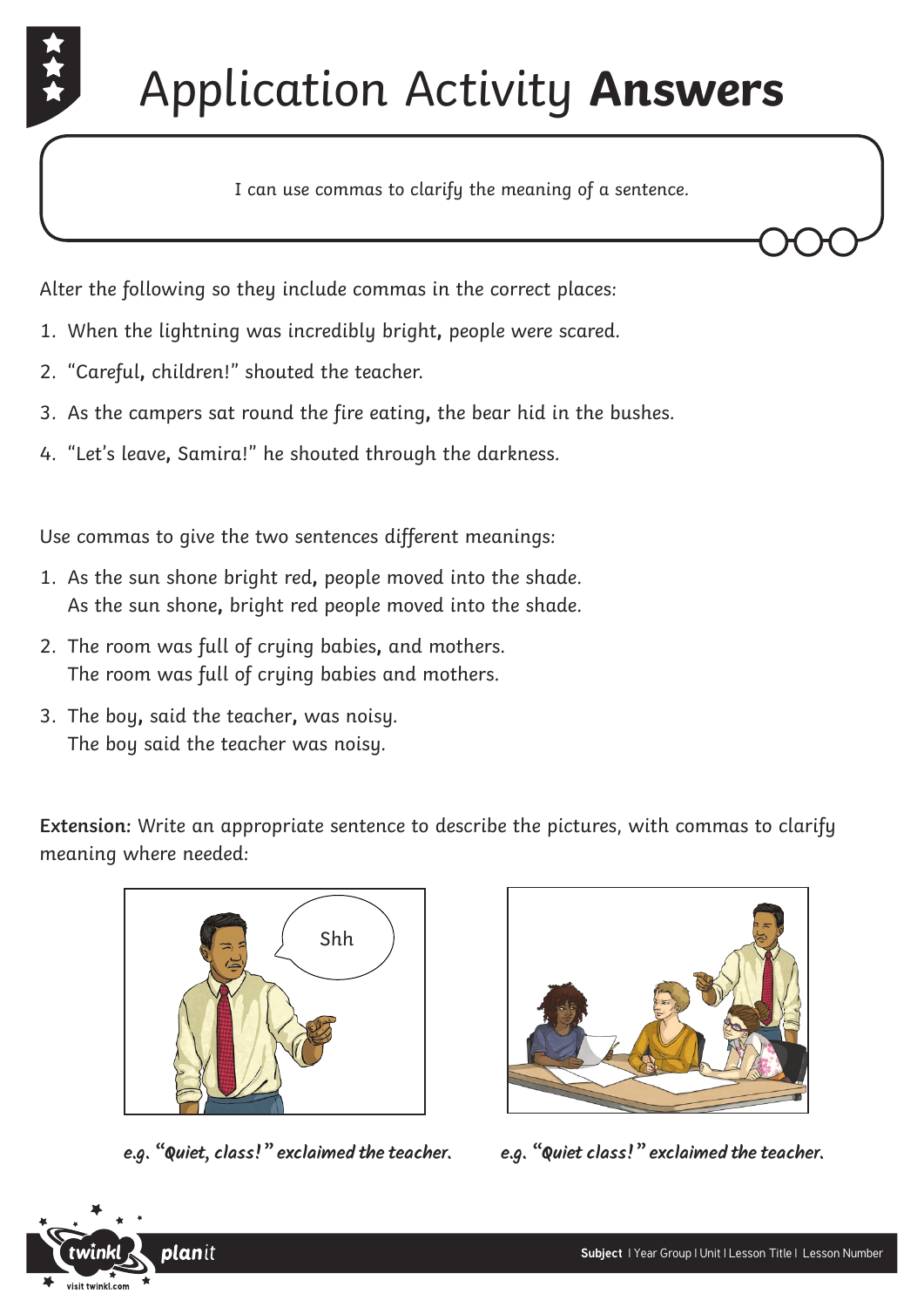# Application Activity **Answers**

I can use commas to clarify the meaning of a sentence.

Alter the following so they include commas in the correct places:

1. When the lightning was incredibly bright**,** people were scared.
2. “Careful**,** children!” shouted the teacher.
3. As the campers sat round the fire eating**,** the bear hid in the bushes.
4. “Let’s leave**,** Samira!” he shouted through the darkness.

Use commas to give the two sentences different meanings:

1. As the sun shone bright red**,** people moved into the shade.
   As the sun shone**,** bright red people moved into the shade.
2. The room was full of crying babies**,** and mothers.
   The room was full of crying babies and mothers.
3. The boy**,** said the teacher**,** was noisy.
   The boy said the teacher was noisy.

**Extension:** Write an appropriate sentence to describe the pictures, with commas to clarify meaning where needed:

Shh

*e.g. “Quiet, class!” exclaimed the teacher.*

*e.g. “Quiet class!” exclaimed the teacher.*